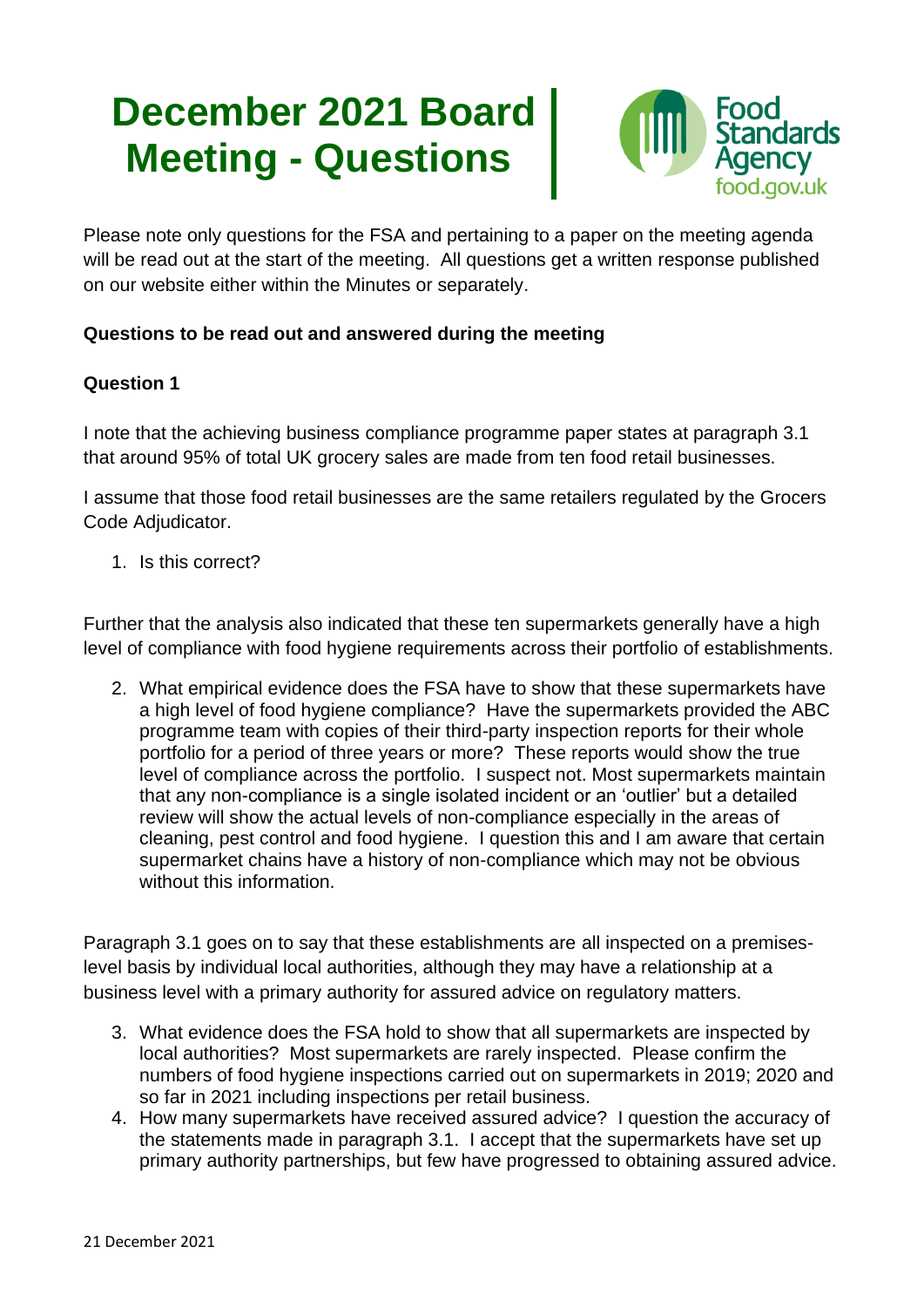# December 2021 Board Meeting - Questions

Please note only questions for the FSA and pertaining to a paper on the meeting agenda will be read out at the start of the meeting. All questions get a written response published on our website either within the Minutes or separately.

**Questions to be read out and answered during the meeting**

**Question 1**

I note that the achieving business compliance programme paper states at paragraph 3.1 that around 95% of total UK grocery sales are made from ten food retail businesses.

I assume that those food retail businesses are the same retailers regulated by the Grocers Code Adjudicator.

1. Is this correct?

Further that the analysis also indicated that these ten supermarkets generally have a high level of compliance with food hygiene requirements across their portfolio of establishments.

2. What empirical evidence does the FSA have to show that these supermarkets have a high level of food hygiene compliance? Have the supermarkets provided the ABC programme team with copies of their third-party inspection reports for their whole portfolio for a period of three years or more? These reports would show the true level of compliance across the portfolio. I suspect not. Most supermarkets maintain that any non-compliance is a single isolated incident or an 'outlier' but a detailed review will show the actual levels of non-compliance especially in the areas of cleaning, pest control and food hygiene. I question this and I am aware that certain supermarket chains have a history of non-compliance which may not be obvious without this information.

Paragraph 3.1 goes on to say that these establishments are all inspected on a premises-level basis by individual local authorities, although they may have a relationship at a business level with a primary authority for assured advice on regulatory matters.

3. What evidence does the FSA hold to show that all supermarkets are inspected by local authorities? Most supermarkets are rarely inspected. Please confirm the numbers of food hygiene inspections carried out on supermarkets in 2019; 2020 and so far in 2021 including inspections per retail business.
4. How many supermarkets have received assured advice? I question the accuracy of the statements made in paragraph 3.1. I accept that the supermarkets have set up primary authority partnerships, but few have progressed to obtaining assured advice.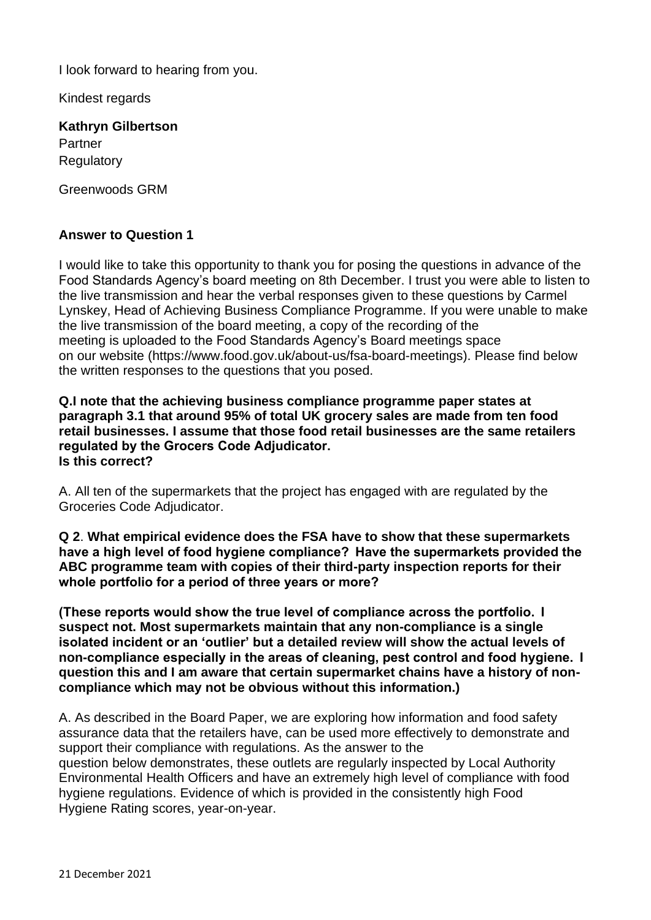I look forward to hearing from you.

Kindest regards

**Kathryn Gilbertson**  
Partner  
Regulatory

Greenwoods GRM

**Answer to Question 1**

I would like to take this opportunity to thank you for posing the questions in advance of the Food Standards Agency's board meeting on 8th December. I trust you were able to listen to the live transmission and hear the verbal responses given to these questions by Carmel Lynskey, Head of Achieving Business Compliance Programme. If you were unable to make the live transmission of the board meeting, a copy of the recording of the meeting is uploaded to the Food Standards Agency's Board meetings space on our website (https://www.food.gov.uk/about-us/fsa-board-meetings). Please find below the written responses to the questions that you posed.

**Q.I note that the achieving business compliance programme paper states at paragraph 3.1 that around 95% of total UK grocery sales are made from ten food retail businesses. I assume that those food retail businesses are the same retailers regulated by the Grocers Code Adjudicator.**  
**Is this correct?**

A. All ten of the supermarkets that the project has engaged with are regulated by the Groceries Code Adjudicator.

**Q 2**. **What empirical evidence does the FSA have to show that these supermarkets have a high level of food hygiene compliance? Have the supermarkets provided the ABC programme team with copies of their third-party inspection reports for their whole portfolio for a period of three years or more?**

**(These reports would show the true level of compliance across the portfolio. I suspect not. Most supermarkets maintain that any non-compliance is a single isolated incident or an 'outlier' but a detailed review will show the actual levels of non-compliance especially in the areas of cleaning, pest control and food hygiene. I question this and I am aware that certain supermarket chains have a history of non-compliance which may not be obvious without this information.)**

A. As described in the Board Paper, we are exploring how information and food safety assurance data that the retailers have, can be used more effectively to demonstrate and support their compliance with regulations. As the answer to the question below demonstrates, these outlets are regularly inspected by Local Authority Environmental Health Officers and have an extremely high level of compliance with food hygiene regulations. Evidence of which is provided in the consistently high Food Hygiene Rating scores, year-on-year.

21 December 2021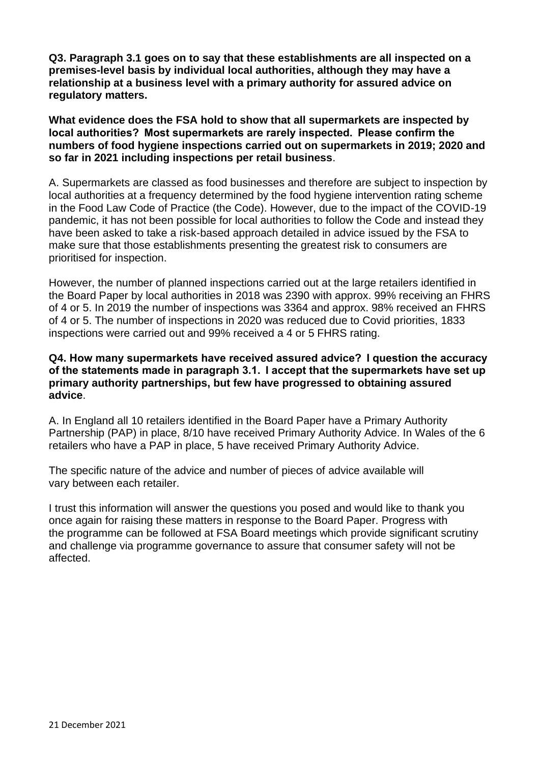**Q3. Paragraph 3.1 goes on to say that these establishments are all inspected on a premises-level basis by individual local authorities, although they may have a relationship at a business level with a primary authority for assured advice on regulatory matters.**

**What evidence does the FSA hold to show that all supermarkets are inspected by local authorities? Most supermarkets are rarely inspected. Please confirm the numbers of food hygiene inspections carried out on supermarkets in 2019; 2020 and so far in 2021 including inspections per retail business**.

A. Supermarkets are classed as food businesses and therefore are subject to inspection by local authorities at a frequency determined by the food hygiene intervention rating scheme in the Food Law Code of Practice (the Code). However, due to the impact of the COVID-19 pandemic, it has not been possible for local authorities to follow the Code and instead they have been asked to take a risk-based approach detailed in advice issued by the FSA to make sure that those establishments presenting the greatest risk to consumers are prioritised for inspection.

However, the number of planned inspections carried out at the large retailers identified in the Board Paper by local authorities in 2018 was 2390 with approx. 99% receiving an FHRS of 4 or 5. In 2019 the number of inspections was 3364 and approx. 98% received an FHRS of 4 or 5. The number of inspections in 2020 was reduced due to Covid priorities, 1833 inspections were carried out and 99% received a 4 or 5 FHRS rating.

**Q4. How many supermarkets have received assured advice? I question the accuracy of the statements made in paragraph 3.1. I accept that the supermarkets have set up primary authority partnerships, but few have progressed to obtaining assured advice**.

A. In England all 10 retailers identified in the Board Paper have a Primary Authority Partnership (PAP) in place, 8/10 have received Primary Authority Advice. In Wales of the 6 retailers who have a PAP in place, 5 have received Primary Authority Advice.

The specific nature of the advice and number of pieces of advice available will vary between each retailer.

I trust this information will answer the questions you posed and would like to thank you once again for raising these matters in response to the Board Paper. Progress with the programme can be followed at FSA Board meetings which provide significant scrutiny and challenge via programme governance to assure that consumer safety will not be affected.

21 December 2021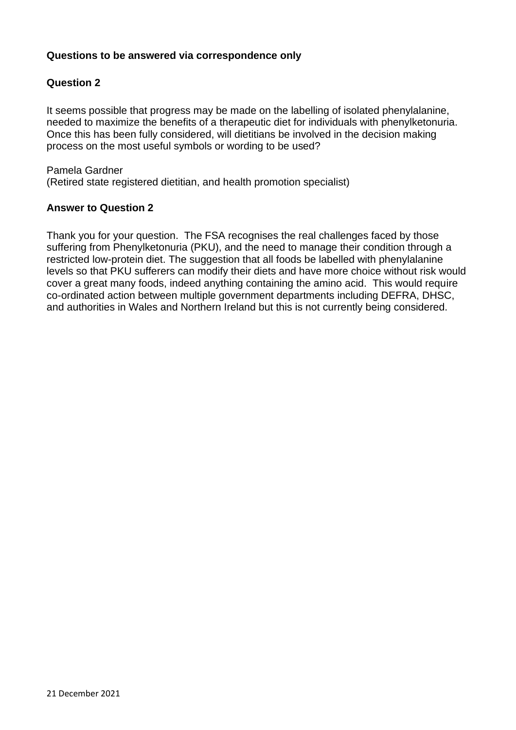**Questions to be answered via correspondence only**

**Question 2**

It seems possible that progress may be made on the labelling of isolated phenylalanine, needed to maximize the benefits of a therapeutic diet for individuals with phenylketonuria. Once this has been fully considered, will dietitians be involved in the decision making process on the most useful symbols or wording to be used?

Pamela Gardner
(Retired state registered dietitian, and health promotion specialist)

**Answer to Question 2**

Thank you for your question. The FSA recognises the real challenges faced by those suffering from Phenylketonuria (PKU), and the need to manage their condition through a restricted low-protein diet. The suggestion that all foods be labelled with phenylalanine levels so that PKU sufferers can modify their diets and have more choice without risk would cover a great many foods, indeed anything containing the amino acid. This would require co-ordinated action between multiple government departments including DEFRA, DHSC, and authorities in Wales and Northern Ireland but this is not currently being considered.

21 December 2021